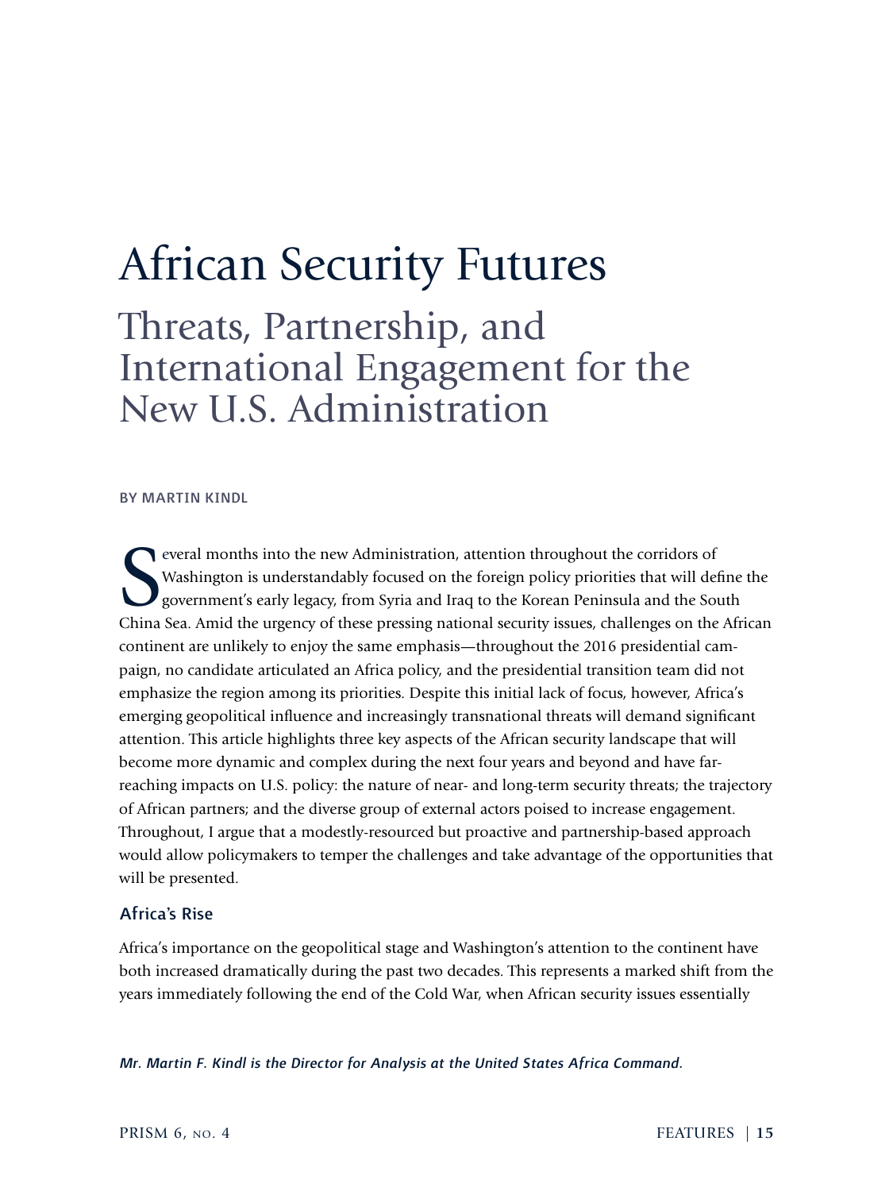# African Security Futures

## Threats, Partnership, and International Engagement for the New U.S. Administration

BY MARTIN KINDL

Several months into the new Administration, attention throughout the corridors of Washington is understandably focused on the foreign policy priorities that will define the government's early legacy, from Syria and Iraq to the Korean Peninsula and the South China Sea. Amid the urgency of these pressing national security issues, challenges on the African continent are unlikely to enjoy the same emphasis—throughout the 2016 presidential campaign, no candidate articulated an Africa policy, and the presidential transition team did not emphasize the region among its priorities. Despite this initial lack of focus, however, Africa's emerging geopolitical influence and increasingly transnational threats will demand significant attention. This article highlights three key aspects of the African security landscape that will become more dynamic and complex during the next four years and beyond and have far-reaching impacts on U.S. policy: the nature of near- and long-term security threats; the trajectory of African partners; and the diverse group of external actors poised to increase engagement. Throughout, I argue that a modestly-resourced but proactive and partnership-based approach would allow policymakers to temper the challenges and take advantage of the opportunities that will be presented.

### Africa's Rise

Africa's importance on the geopolitical stage and Washington's attention to the continent have both increased dramatically during the past two decades. This represents a marked shift from the years immediately following the end of the Cold War, when African security issues essentially

*Mr. Martin F. Kindl is the Director for Analysis at the United States Africa Command.*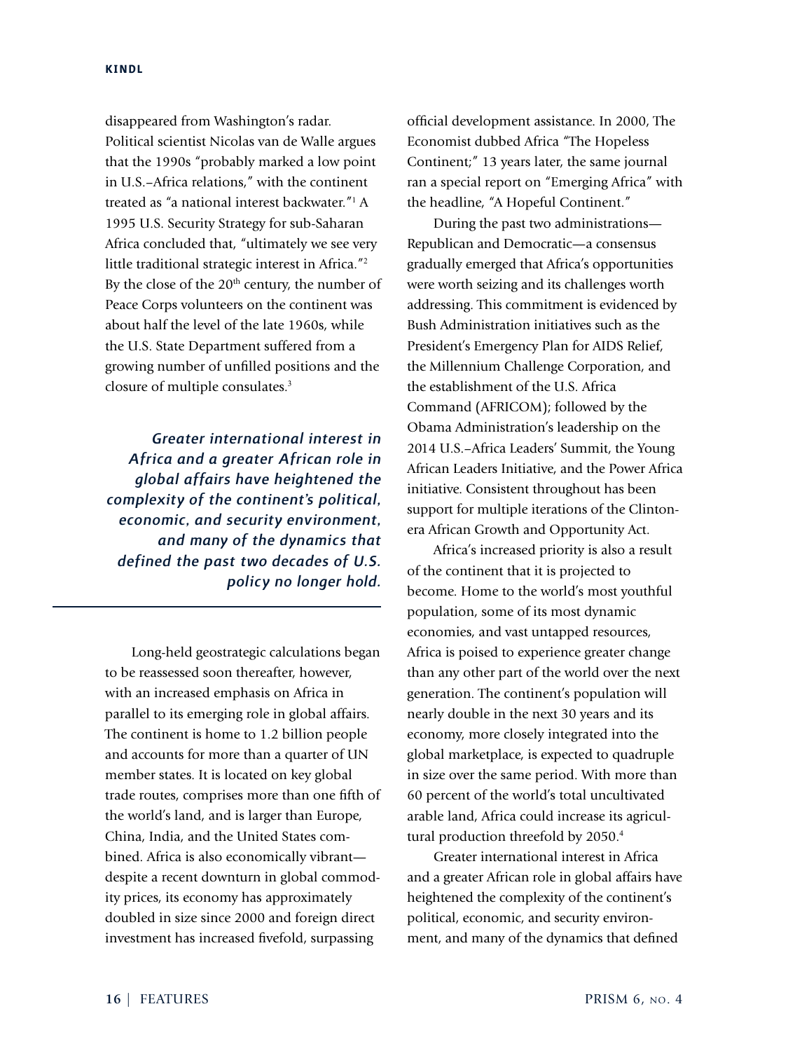disappeared from Washington's radar. Political scientist Nicolas van de Walle argues that the 1990s "probably marked a low point in U.S.–Africa relations," with the continent treated as "a national interest backwater."[1] A 1995 U.S. Security Strategy for sub-Saharan Africa concluded that, "ultimately we see very little traditional strategic interest in Africa."[2] By the close of the 20th century, the number of Peace Corps volunteers on the continent was about half the level of the late 1960s, while the U.S. State Department suffered from a growing number of unfilled positions and the closure of multiple consulates.[3]

> ***Greater international interest in Africa and a greater African role in global affairs have heightened the complexity of the continent's political, economic, and security environment, and many of the dynamics that defined the past two decades of U.S. policy no longer hold.***

Long-held geostrategic calculations began to be reassessed soon thereafter, however, with an increased emphasis on Africa in parallel to its emerging role in global affairs. The continent is home to 1.2 billion people and accounts for more than a quarter of UN member states. It is located on key global trade routes, comprises more than one fifth of the world's land, and is larger than Europe, China, India, and the United States combined. Africa is also economically vibrant—despite a recent downturn in global commodity prices, its economy has approximately doubled in size since 2000 and foreign direct investment has increased fivefold, surpassing official development assistance. In 2000, The Economist dubbed Africa "The Hopeless Continent;" 13 years later, the same journal ran a special report on "Emerging Africa" with the headline, "A Hopeful Continent."

During the past two administrations—Republican and Democratic—a consensus gradually emerged that Africa's opportunities were worth seizing and its challenges worth addressing. This commitment is evidenced by Bush Administration initiatives such as the President's Emergency Plan for AIDS Relief, the Millennium Challenge Corporation, and the establishment of the U.S. Africa Command (AFRICOM); followed by the Obama Administration's leadership on the 2014 U.S.–Africa Leaders' Summit, the Young African Leaders Initiative, and the Power Africa initiative. Consistent throughout has been support for multiple iterations of the Clinton-era African Growth and Opportunity Act.

Africa's increased priority is also a result of the continent that it is projected to become. Home to the world's most youthful population, some of its most dynamic economies, and vast untapped resources, Africa is poised to experience greater change than any other part of the world over the next generation. The continent's population will nearly double in the next 30 years and its economy, more closely integrated into the global marketplace, is expected to quadruple in size over the same period. With more than 60 percent of the world's total uncultivated arable land, Africa could increase its agricultural production threefold by 2050.[4]

Greater international interest in Africa and a greater African role in global affairs have heightened the complexity of the continent's political, economic, and security environment, and many of the dynamics that defined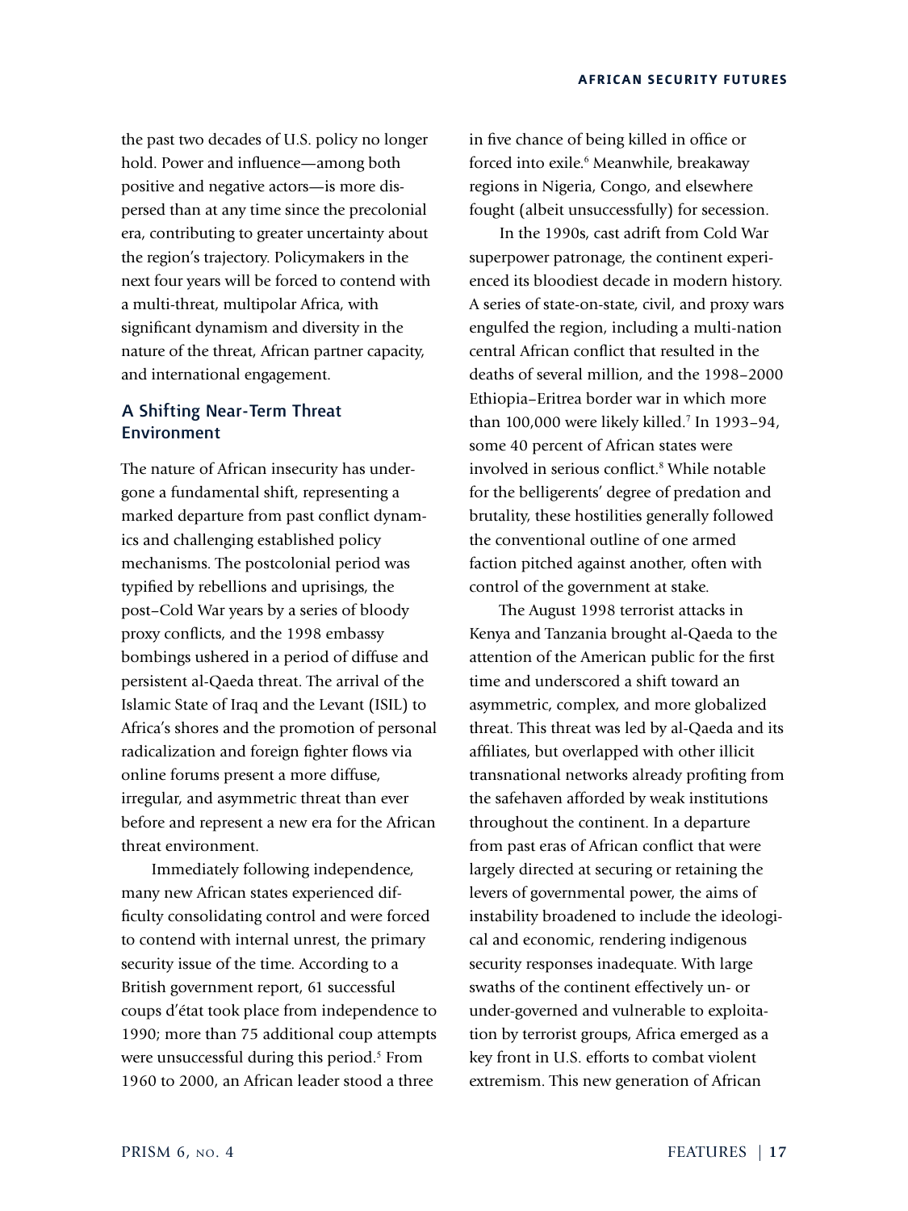the past two decades of U.S. policy no longer hold. Power and influence—among both positive and negative actors—is more dispersed than at any time since the precolonial era, contributing to greater uncertainty about the region's trajectory. Policymakers in the next four years will be forced to contend with a multi-threat, multipolar Africa, with significant dynamism and diversity in the nature of the threat, African partner capacity, and international engagement.

## A Shifting Near-Term Threat Environment

The nature of African insecurity has undergone a fundamental shift, representing a marked departure from past conflict dynamics and challenging established policy mechanisms. The postcolonial period was typified by rebellions and uprisings, the post–Cold War years by a series of bloody proxy conflicts, and the 1998 embassy bombings ushered in a period of diffuse and persistent al-Qaeda threat. The arrival of the Islamic State of Iraq and the Levant (ISIL) to Africa's shores and the promotion of personal radicalization and foreign fighter flows via online forums present a more diffuse, irregular, and asymmetric threat than ever before and represent a new era for the African threat environment.

Immediately following independence, many new African states experienced difficulty consolidating control and were forced to contend with internal unrest, the primary security issue of the time. According to a British government report, 61 successful coups d'état took place from independence to 1990; more than 75 additional coup attempts were unsuccessful during this period.[5] From 1960 to 2000, an African leader stood a three in five chance of being killed in office or forced into exile.[6] Meanwhile, breakaway regions in Nigeria, Congo, and elsewhere fought (albeit unsuccessfully) for secession.

In the 1990s, cast adrift from Cold War superpower patronage, the continent experienced its bloodiest decade in modern history. A series of state-on-state, civil, and proxy wars engulfed the region, including a multi-nation central African conflict that resulted in the deaths of several million, and the 1998–2000 Ethiopia–Eritrea border war in which more than 100,000 were likely killed.[7] In 1993–94, some 40 percent of African states were involved in serious conflict.[8] While notable for the belligerents' degree of predation and brutality, these hostilities generally followed the conventional outline of one armed faction pitched against another, often with control of the government at stake.

The August 1998 terrorist attacks in Kenya and Tanzania brought al-Qaeda to the attention of the American public for the first time and underscored a shift toward an asymmetric, complex, and more globalized threat. This threat was led by al-Qaeda and its affiliates, but overlapped with other illicit transnational networks already profiting from the safehaven afforded by weak institutions throughout the continent. In a departure from past eras of African conflict that were largely directed at securing or retaining the levers of governmental power, the aims of instability broadened to include the ideological and economic, rendering indigenous security responses inadequate. With large swaths of the continent effectively un- or under-governed and vulnerable to exploitation by terrorist groups, Africa emerged as a key front in U.S. efforts to combat violent extremism. This new generation of African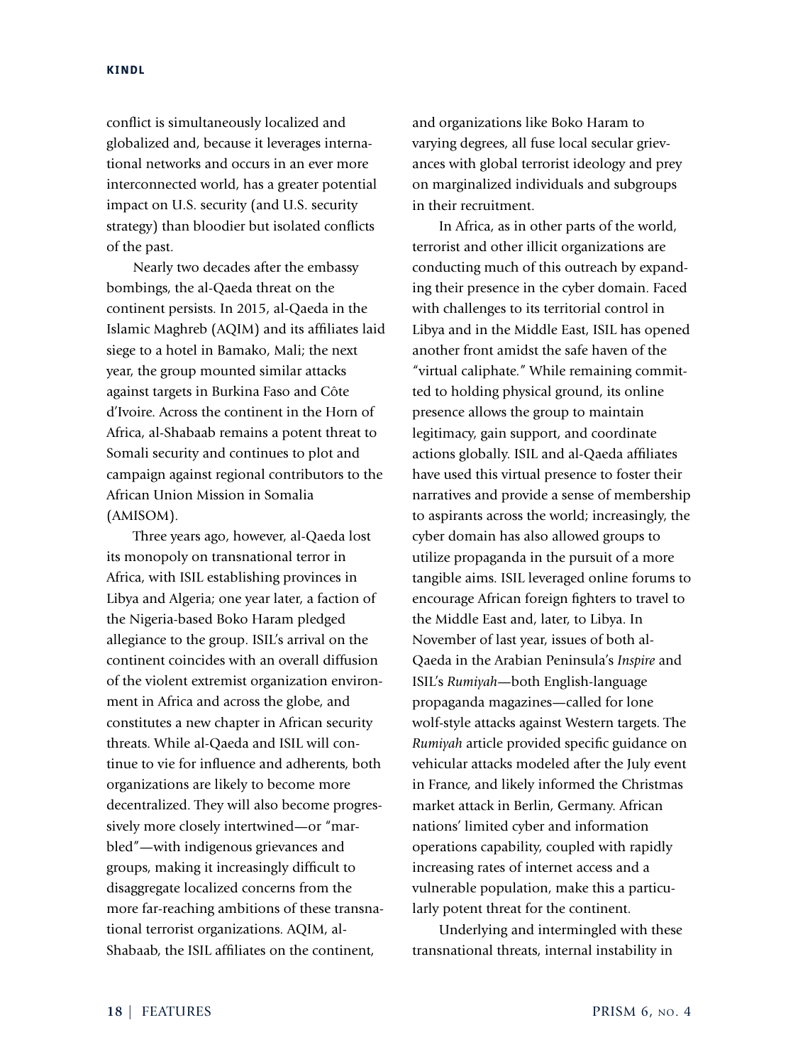conflict is simultaneously localized and globalized and, because it leverages international networks and occurs in an ever more interconnected world, has a greater potential impact on U.S. security (and U.S. security strategy) than bloodier but isolated conflicts of the past.

Nearly two decades after the embassy bombings, the al-Qaeda threat on the continent persists. In 2015, al-Qaeda in the Islamic Maghreb (AQIM) and its affiliates laid siege to a hotel in Bamako, Mali; the next year, the group mounted similar attacks against targets in Burkina Faso and Côte d'Ivoire. Across the continent in the Horn of Africa, al-Shabaab remains a potent threat to Somali security and continues to plot and campaign against regional contributors to the African Union Mission in Somalia (AMISOM).

Three years ago, however, al-Qaeda lost its monopoly on transnational terror in Africa, with ISIL establishing provinces in Libya and Algeria; one year later, a faction of the Nigeria-based Boko Haram pledged allegiance to the group. ISIL's arrival on the continent coincides with an overall diffusion of the violent extremist organization environment in Africa and across the globe, and constitutes a new chapter in African security threats. While al-Qaeda and ISIL will continue to vie for influence and adherents, both organizations are likely to become more decentralized. They will also become progressively more closely intertwined—or "marbled"—with indigenous grievances and groups, making it increasingly difficult to disaggregate localized concerns from the more far-reaching ambitions of these transnational terrorist organizations. AQIM, al-Shabaab, the ISIL affiliates on the continent, and organizations like Boko Haram to varying degrees, all fuse local secular grievances with global terrorist ideology and prey on marginalized individuals and subgroups in their recruitment.

In Africa, as in other parts of the world, terrorist and other illicit organizations are conducting much of this outreach by expanding their presence in the cyber domain. Faced with challenges to its territorial control in Libya and in the Middle East, ISIL has opened another front amidst the safe haven of the "virtual caliphate." While remaining committed to holding physical ground, its online presence allows the group to maintain legitimacy, gain support, and coordinate actions globally. ISIL and al-Qaeda affiliates have used this virtual presence to foster their narratives and provide a sense of membership to aspirants across the world; increasingly, the cyber domain has also allowed groups to utilize propaganda in the pursuit of a more tangible aims. ISIL leveraged online forums to encourage African foreign fighters to travel to the Middle East and, later, to Libya. In November of last year, issues of both al-Qaeda in the Arabian Peninsula's *Inspire* and ISIL's *Rumiyah*—both English-language propaganda magazines—called for lone wolf-style attacks against Western targets. The *Rumiyah* article provided specific guidance on vehicular attacks modeled after the July event in France, and likely informed the Christmas market attack in Berlin, Germany. African nations' limited cyber and information operations capability, coupled with rapidly increasing rates of internet access and a vulnerable population, make this a particularly potent threat for the continent.

Underlying and intermingled with these transnational threats, internal instability in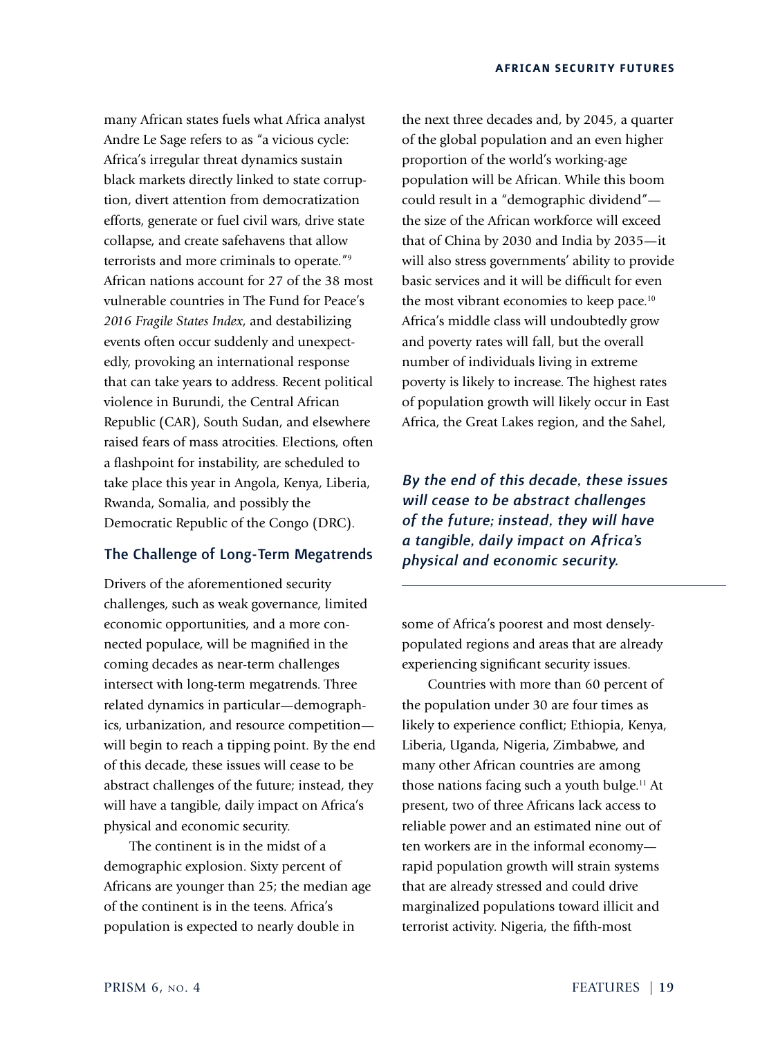many African states fuels what Africa analyst Andre Le Sage refers to as "a vicious cycle: Africa's irregular threat dynamics sustain black markets directly linked to state corruption, divert attention from democratization efforts, generate or fuel civil wars, drive state collapse, and create safehavens that allow terrorists and more criminals to operate."[9] African nations account for 27 of the 38 most vulnerable countries in The Fund for Peace's *2016 Fragile States Index*, and destabilizing events often occur suddenly and unexpectedly, provoking an international response that can take years to address. Recent political violence in Burundi, the Central African Republic (CAR), South Sudan, and elsewhere raised fears of mass atrocities. Elections, often a flashpoint for instability, are scheduled to take place this year in Angola, Kenya, Liberia, Rwanda, Somalia, and possibly the Democratic Republic of the Congo (DRC).

## The Challenge of Long-Term Megatrends

Drivers of the aforementioned security challenges, such as weak governance, limited economic opportunities, and a more connected populace, will be magnified in the coming decades as near-term challenges intersect with long-term megatrends. Three related dynamics in particular—demographics, urbanization, and resource competition—will begin to reach a tipping point. By the end of this decade, these issues will cease to be abstract challenges of the future; instead, they will have a tangible, daily impact on Africa's physical and economic security.

The continent is in the midst of a demographic explosion. Sixty percent of Africans are younger than 25; the median age of the continent is in the teens. Africa's population is expected to nearly double in the next three decades and, by 2045, a quarter of the global population and an even higher proportion of the world's working-age population will be African. While this boom could result in a "demographic dividend"—the size of the African workforce will exceed that of China by 2030 and India by 2035—it will also stress governments' ability to provide basic services and it will be difficult for even the most vibrant economies to keep pace.[10] Africa's middle class will undoubtedly grow and poverty rates will fall, but the overall number of individuals living in extreme poverty is likely to increase. The highest rates of population growth will likely occur in East Africa, the Great Lakes region, and the Sahel, some of Africa's poorest and most densely-populated regions and areas that are already experiencing significant security issues.

***By the end of this decade, these issues will cease to be abstract challenges of the future; instead, they will have a tangible, daily impact on Africa's physical and economic security.***

Countries with more than 60 percent of the population under 30 are four times as likely to experience conflict; Ethiopia, Kenya, Liberia, Uganda, Nigeria, Zimbabwe, and many other African countries are among those nations facing such a youth bulge.[11] At present, two of three Africans lack access to reliable power and an estimated nine out of ten workers are in the informal economy—rapid population growth will strain systems that are already stressed and could drive marginalized populations toward illicit and terrorist activity. Nigeria, the fifth-most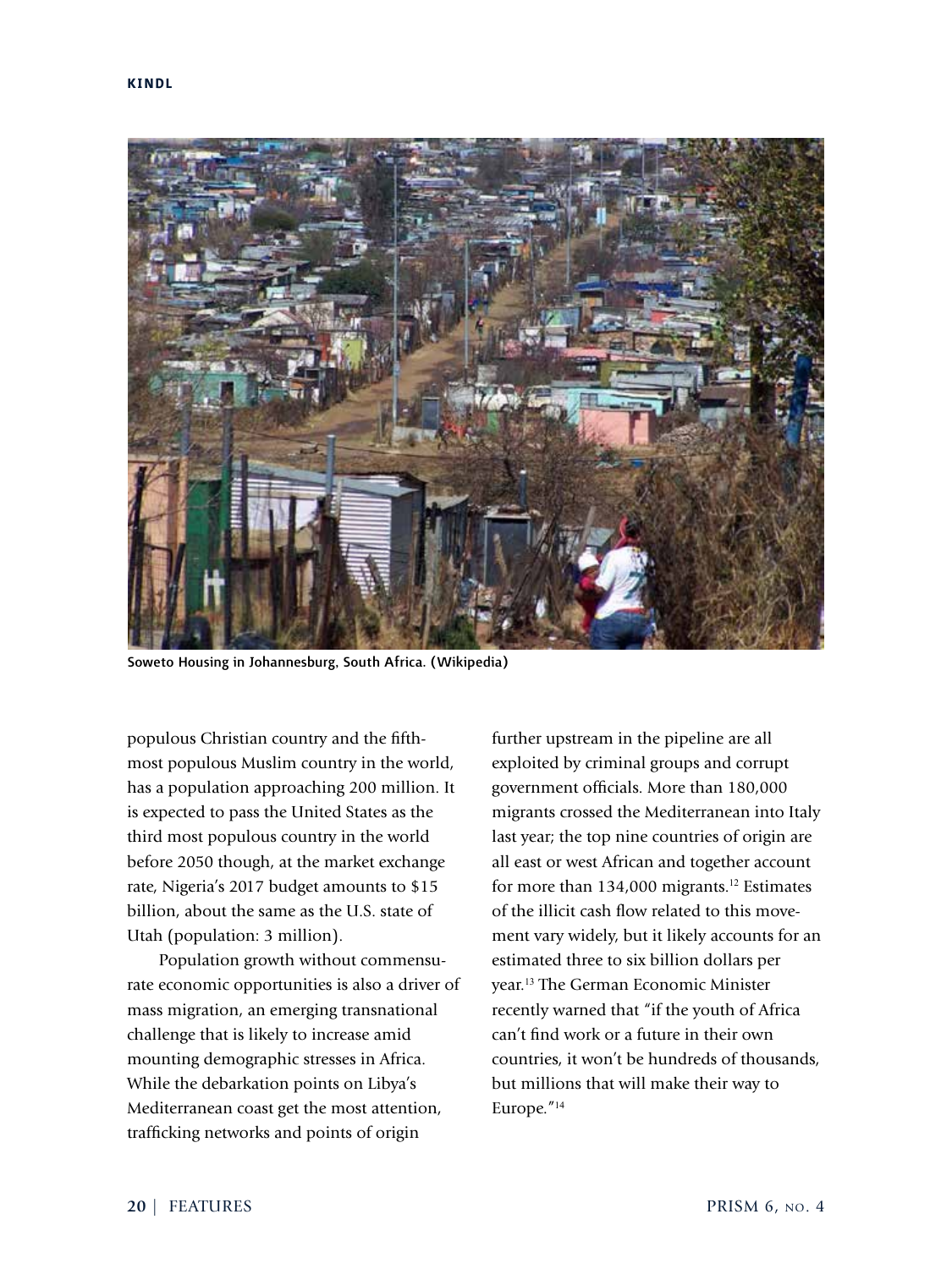Soweto Housing in Johannesburg, South Africa. (Wikipedia)

populous Christian country and the fifth-most populous Muslim country in the world, has a population approaching 200 million. It is expected to pass the United States as the third most populous country in the world before 2050 though, at the market exchange rate, Nigeria's 2017 budget amounts to $15 billion, about the same as the U.S. state of Utah (population: 3 million).

Population growth without commensurate economic opportunities is also a driver of mass migration, an emerging transnational challenge that is likely to increase amid mounting demographic stresses in Africa. While the debarkation points on Libya's Mediterranean coast get the most attention, trafficking networks and points of origin further upstream in the pipeline are all exploited by criminal groups and corrupt government officials. More than 180,000 migrants crossed the Mediterranean into Italy last year; the top nine countries of origin are all east or west African and together account for more than 134,000 migrants.[12] Estimates of the illicit cash flow related to this movement vary widely, but it likely accounts for an estimated three to six billion dollars per year.[13] The German Economic Minister recently warned that "if the youth of Africa can't find work or a future in their own countries, it won't be hundreds of thousands, but millions that will make their way to Europe."[14]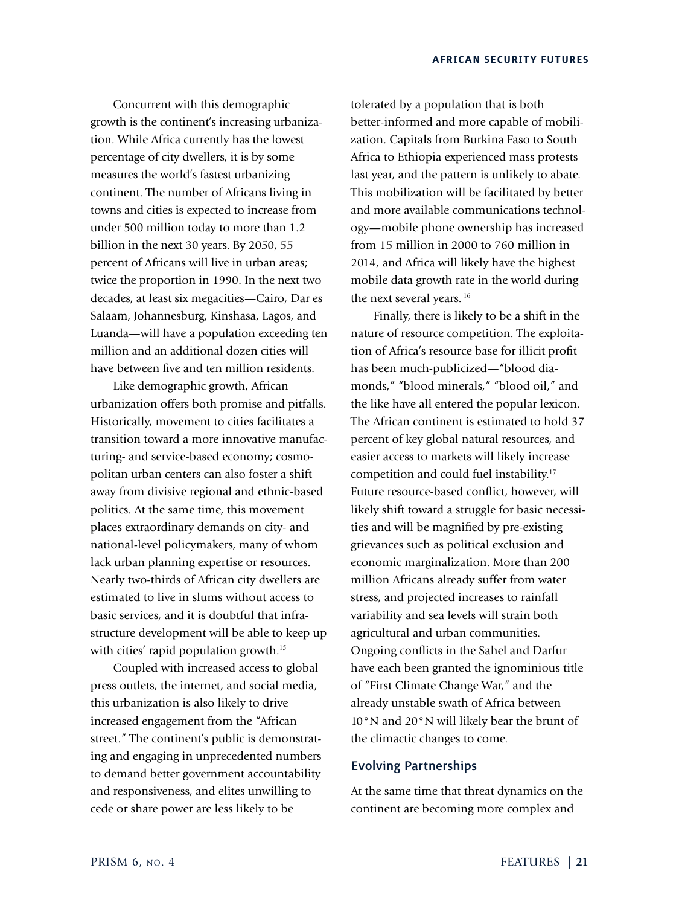Concurrent with this demographic growth is the continent's increasing urbanization. While Africa currently has the lowest percentage of city dwellers, it is by some measures the world's fastest urbanizing continent. The number of Africans living in towns and cities is expected to increase from under 500 million today to more than 1.2 billion in the next 30 years. By 2050, 55 percent of Africans will live in urban areas; twice the proportion in 1990. In the next two decades, at least six megacities—Cairo, Dar es Salaam, Johannesburg, Kinshasa, Lagos, and Luanda—will have a population exceeding ten million and an additional dozen cities will have between five and ten million residents.

Like demographic growth, African urbanization offers both promise and pitfalls. Historically, movement to cities facilitates a transition toward a more innovative manufacturing- and service-based economy; cosmopolitan urban centers can also foster a shift away from divisive regional and ethnic-based politics. At the same time, this movement places extraordinary demands on city- and national-level policymakers, many of whom lack urban planning expertise or resources. Nearly two-thirds of African city dwellers are estimated to live in slums without access to basic services, and it is doubtful that infrastructure development will be able to keep up with cities' rapid population growth.[15]

Coupled with increased access to global press outlets, the internet, and social media, this urbanization is also likely to drive increased engagement from the "African street." The continent's public is demonstrating and engaging in unprecedented numbers to demand better government accountability and responsiveness, and elites unwilling to cede or share power are less likely to be tolerated by a population that is both better-informed and more capable of mobilization. Capitals from Burkina Faso to South Africa to Ethiopia experienced mass protests last year, and the pattern is unlikely to abate. This mobilization will be facilitated by better and more available communications technology—mobile phone ownership has increased from 15 million in 2000 to 760 million in 2014, and Africa will likely have the highest mobile data growth rate in the world during the next several years.[16]

Finally, there is likely to be a shift in the nature of resource competition. The exploitation of Africa's resource base for illicit profit has been much-publicized—"blood diamonds," "blood minerals," "blood oil," and the like have all entered the popular lexicon. The African continent is estimated to hold 37 percent of key global natural resources, and easier access to markets will likely increase competition and could fuel instability.[17] Future resource-based conflict, however, will likely shift toward a struggle for basic necessities and will be magnified by pre-existing grievances such as political exclusion and economic marginalization. More than 200 million Africans already suffer from water stress, and projected increases to rainfall variability and sea levels will strain both agricultural and urban communities. Ongoing conflicts in the Sahel and Darfur have each been granted the ignominious title of "First Climate Change War," and the already unstable swath of Africa between 10°N and 20°N will likely bear the brunt of the climactic changes to come.

## Evolving Partnerships

At the same time that threat dynamics on the continent are becoming more complex and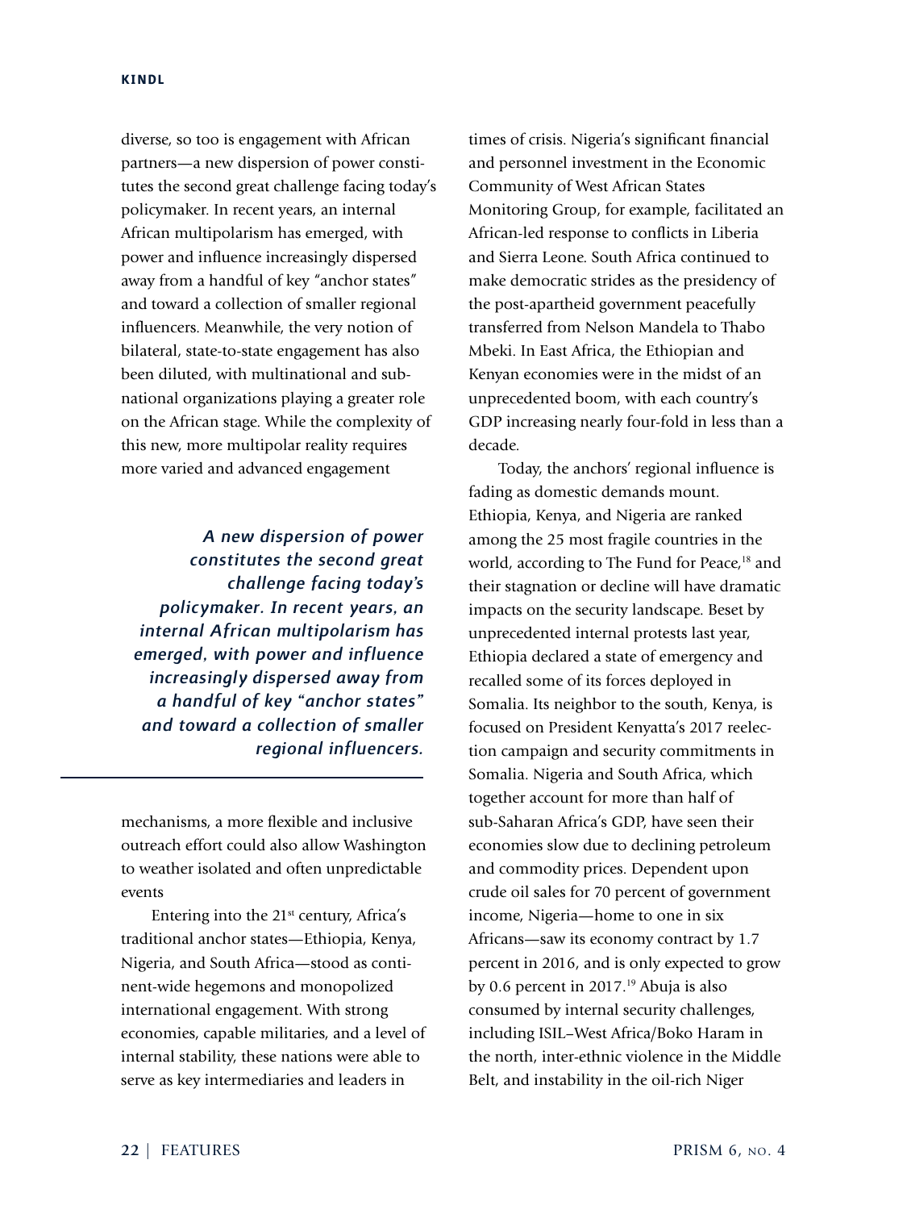diverse, so too is engagement with African partners—a new dispersion of power constitutes the second great challenge facing today's policymaker. In recent years, an internal African multipolarism has emerged, with power and influence increasingly dispersed away from a handful of key "anchor states" and toward a collection of smaller regional influencers. Meanwhile, the very notion of bilateral, state-to-state engagement has also been diluted, with multinational and sub-national organizations playing a greater role on the African stage. While the complexity of this new, more multipolar reality requires more varied and advanced engagement mechanisms, a more flexible and inclusive outreach effort could also allow Washington to weather isolated and often unpredictable events

> *A new dispersion of power constitutes the second great challenge facing today's policymaker. In recent years, an internal African multipolarism has emerged, with power and influence increasingly dispersed away from a handful of key "anchor states" and toward a collection of smaller regional influencers.*

Entering into the 21st century, Africa's traditional anchor states—Ethiopia, Kenya, Nigeria, and South Africa—stood as continent-wide hegemons and monopolized international engagement. With strong economies, capable militaries, and a level of internal stability, these nations were able to serve as key intermediaries and leaders in times of crisis. Nigeria's significant financial and personnel investment in the Economic Community of West African States Monitoring Group, for example, facilitated an African-led response to conflicts in Liberia and Sierra Leone. South Africa continued to make democratic strides as the presidency of the post-apartheid government peacefully transferred from Nelson Mandela to Thabo Mbeki. In East Africa, the Ethiopian and Kenyan economies were in the midst of an unprecedented boom, with each country's GDP increasing nearly four-fold in less than a decade.

Today, the anchors' regional influence is fading as domestic demands mount. Ethiopia, Kenya, and Nigeria are ranked among the 25 most fragile countries in the world, according to The Fund for Peace,[18] and their stagnation or decline will have dramatic impacts on the security landscape. Beset by unprecedented internal protests last year, Ethiopia declared a state of emergency and recalled some of its forces deployed in Somalia. Its neighbor to the south, Kenya, is focused on President Kenyatta's 2017 reelection campaign and security commitments in Somalia. Nigeria and South Africa, which together account for more than half of sub-Saharan Africa's GDP, have seen their economies slow due to declining petroleum and commodity prices. Dependent upon crude oil sales for 70 percent of government income, Nigeria—home to one in six Africans—saw its economy contract by 1.7 percent in 2016, and is only expected to grow by 0.6 percent in 2017.[19] Abuja is also consumed by internal security challenges, including ISIL–West Africa/Boko Haram in the north, inter-ethnic violence in the Middle Belt, and instability in the oil-rich Niger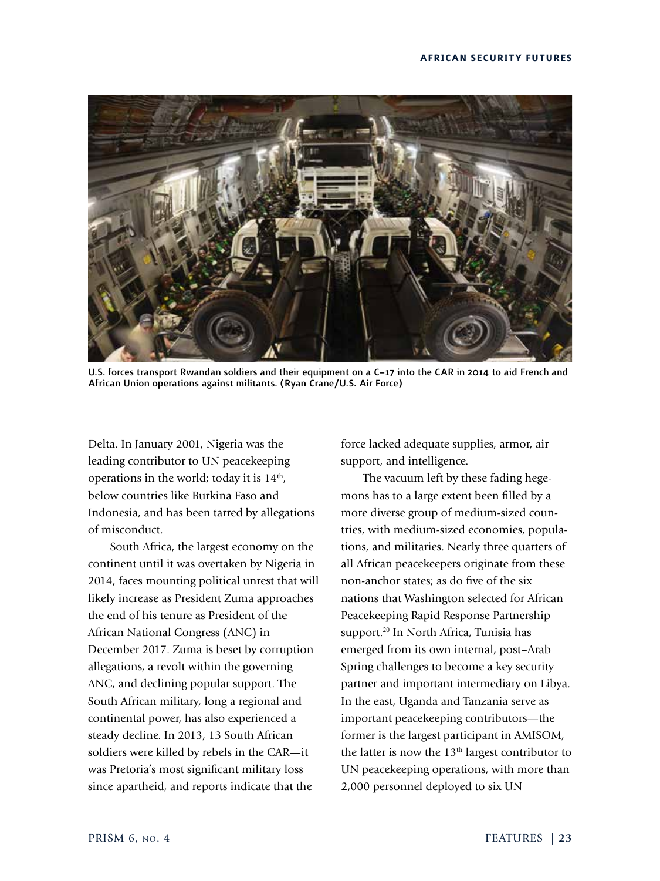U.S. forces transport Rwandan soldiers and their equipment on a C-17 into the CAR in 2014 to aid French and African Union operations against militants. (Ryan Crane/U.S. Air Force)

Delta. In January 2001, Nigeria was the leading contributor to UN peacekeeping operations in the world; today it is 14th, below countries like Burkina Faso and Indonesia, and has been tarred by allegations of misconduct.

South Africa, the largest economy on the continent until it was overtaken by Nigeria in 2014, faces mounting political unrest that will likely increase as President Zuma approaches the end of his tenure as President of the African National Congress (ANC) in December 2017. Zuma is beset by corruption allegations, a revolt within the governing ANC, and declining popular support. The South African military, long a regional and continental power, has also experienced a steady decline. In 2013, 13 South African soldiers were killed by rebels in the CAR—it was Pretoria's most significant military loss since apartheid, and reports indicate that the force lacked adequate supplies, armor, air support, and intelligence.

The vacuum left by these fading hegemons has to a large extent been filled by a more diverse group of medium-sized countries, with medium-sized economies, populations, and militaries. Nearly three quarters of all African peacekeepers originate from these non-anchor states; as do five of the six nations that Washington selected for African Peacekeeping Rapid Response Partnership support.[20] In North Africa, Tunisia has emerged from its own internal, post–Arab Spring challenges to become a key security partner and important intermediary on Libya. In the east, Uganda and Tanzania serve as important peacekeeping contributors—the former is the largest participant in AMISOM, the latter is now the 13th largest contributor to UN peacekeeping operations, with more than 2,000 personnel deployed to six UN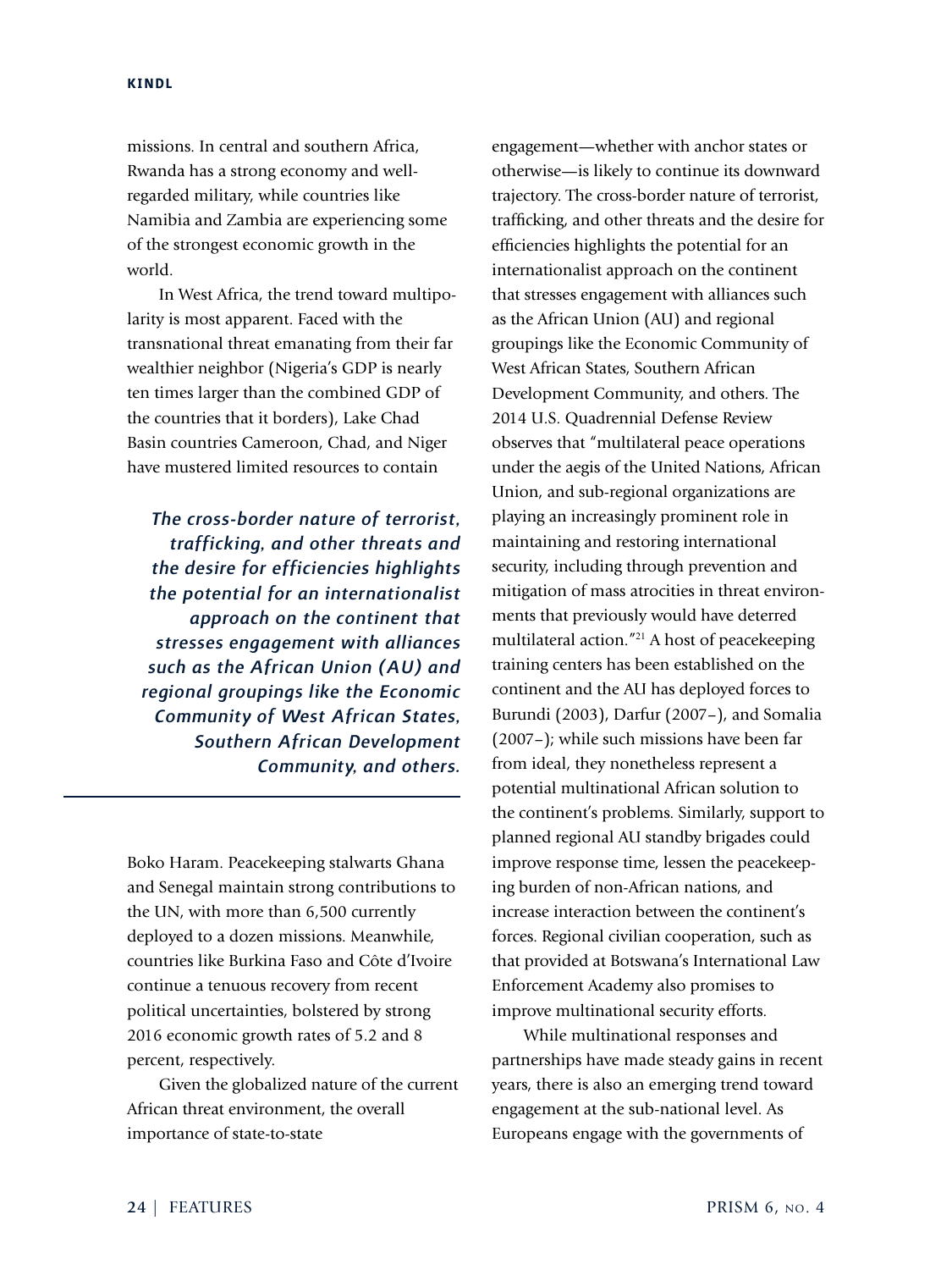missions. In central and southern Africa, Rwanda has a strong economy and well-regarded military, while countries like Namibia and Zambia are experiencing some of the strongest economic growth in the world.

In West Africa, the trend toward multipolarity is most apparent. Faced with the transnational threat emanating from their far wealthier neighbor (Nigeria's GDP is nearly ten times larger than the combined GDP of the countries that it borders), Lake Chad Basin countries Cameroon, Chad, and Niger have mustered limited resources to contain Boko Haram. Peacekeeping stalwarts Ghana and Senegal maintain strong contributions to the UN, with more than 6,500 currently deployed to a dozen missions. Meanwhile, countries like Burkina Faso and Côte d'Ivoire continue a tenuous recovery from recent political uncertainties, bolstered by strong 2016 economic growth rates of 5.2 and 8 percent, respectively.

> *The cross-border nature of terrorist, trafficking, and other threats and the desire for efficiencies highlights the potential for an internationalist approach on the continent that stresses engagement with alliances such as the African Union (AU) and regional groupings like the Economic Community of West African States, Southern African Development Community, and others.*

Given the globalized nature of the current African threat environment, the overall importance of state-to-state engagement—whether with anchor states or otherwise—is likely to continue its downward trajectory. The cross-border nature of terrorist, trafficking, and other threats and the desire for efficiencies highlights the potential for an internationalist approach on the continent that stresses engagement with alliances such as the African Union (AU) and regional groupings like the Economic Community of West African States, Southern African Development Community, and others. The 2014 U.S. Quadrennial Defense Review observes that "multilateral peace operations under the aegis of the United Nations, African Union, and sub-regional organizations are playing an increasingly prominent role in maintaining and restoring international security, including through prevention and mitigation of mass atrocities in threat environments that previously would have deterred multilateral action."[21] A host of peacekeeping training centers has been established on the continent and the AU has deployed forces to Burundi (2003), Darfur (2007–), and Somalia (2007–); while such missions have been far from ideal, they nonetheless represent a potential multinational African solution to the continent's problems. Similarly, support to planned regional AU standby brigades could improve response time, lessen the peacekeeping burden of non-African nations, and increase interaction between the continent's forces. Regional civilian cooperation, such as that provided at Botswana's International Law Enforcement Academy also promises to improve multinational security efforts.

While multinational responses and partnerships have made steady gains in recent years, there is also an emerging trend toward engagement at the sub-national level. As Europeans engage with the governments of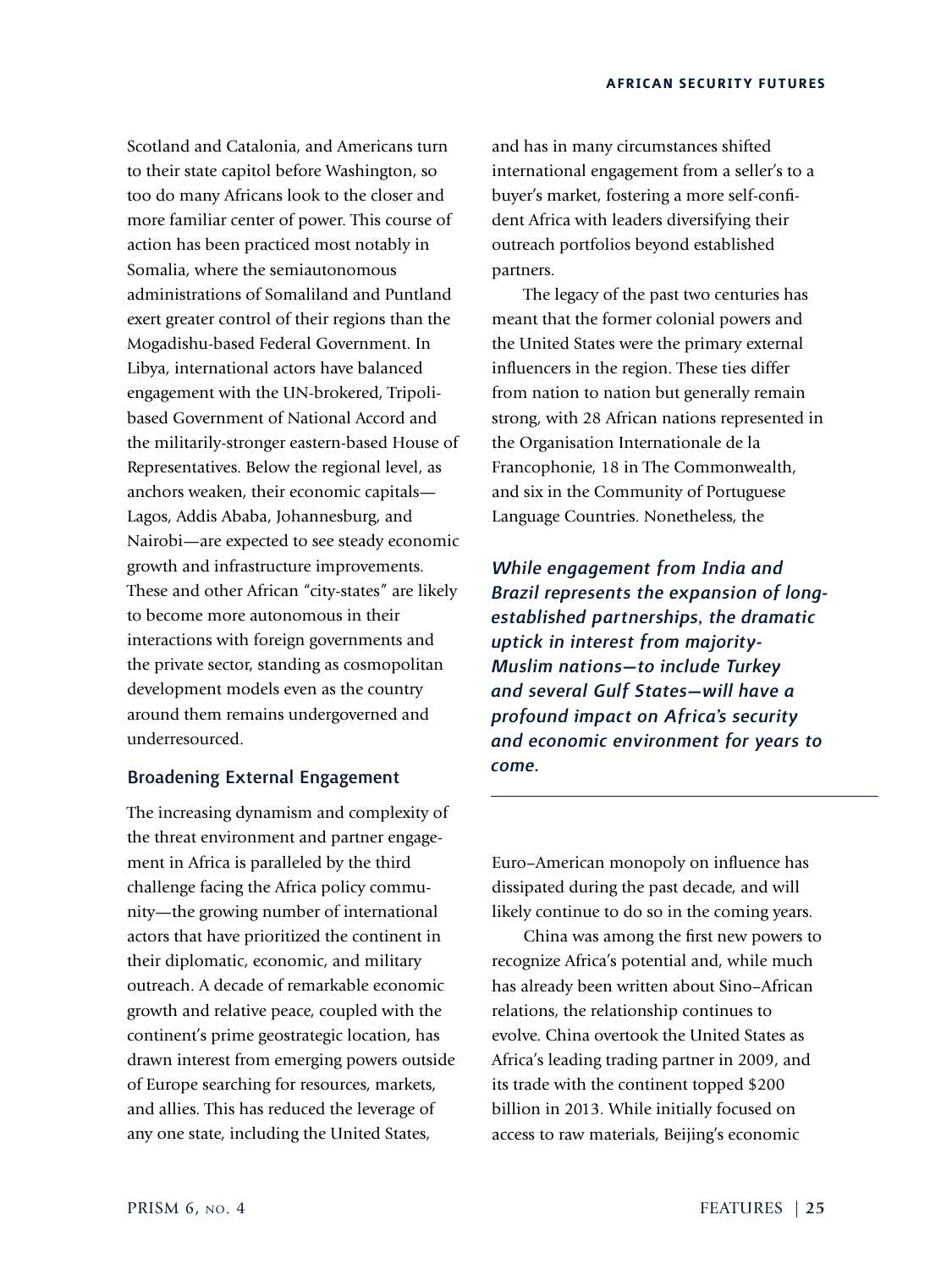Scotland and Catalonia, and Americans turn to their state capitol before Washington, so too do many Africans look to the closer and more familiar center of power. This course of action has been practiced most notably in Somalia, where the semiautonomous administrations of Somaliland and Puntland exert greater control of their regions than the Mogadishu-based Federal Government. In Libya, international actors have balanced engagement with the UN-brokered, Tripoli-based Government of National Accord and the militarily-stronger eastern-based House of Representatives. Below the regional level, as anchors weaken, their economic capitals—Lagos, Addis Ababa, Johannesburg, and Nairobi—are expected to see steady economic growth and infrastructure improvements. These and other African "city-states" are likely to become more autonomous in their interactions with foreign governments and the private sector, standing as cosmopolitan development models even as the country around them remains undergoverned and underresourced.

### Broadening External Engagement

The increasing dynamism and complexity of the threat environment and partner engagement in Africa is paralleled by the third challenge facing the Africa policy community—the growing number of international actors that have prioritized the continent in their diplomatic, economic, and military outreach. A decade of remarkable economic growth and relative peace, coupled with the continent's prime geostrategic location, has drawn interest from emerging powers outside of Europe searching for resources, markets, and allies. This has reduced the leverage of any one state, including the United States, and has in many circumstances shifted international engagement from a seller's to a buyer's market, fostering a more self-confident Africa with leaders diversifying their outreach portfolios beyond established partners.

The legacy of the past two centuries has meant that the former colonial powers and the United States were the primary external influencers in the region. These ties differ from nation to nation but generally remain strong, with 28 African nations represented in the Organisation Internationale de la Francophonie, 18 in The Commonwealth, and six in the Community of Portuguese Language Countries. Nonetheless, the Euro–American monopoly on influence has dissipated during the past decade, and will likely continue to do so in the coming years.

***While engagement from India and Brazil represents the expansion of long-established partnerships, the dramatic uptick in interest from majority-Muslim nations—to include Turkey and several Gulf States—will have a profound impact on Africa's security and economic environment for years to come.***

China was among the first new powers to recognize Africa's potential and, while much has already been written about Sino–African relations, the relationship continues to evolve. China overtook the United States as Africa's leading trading partner in 2009, and its trade with the continent topped $200 billion in 2013. While initially focused on access to raw materials, Beijing's economic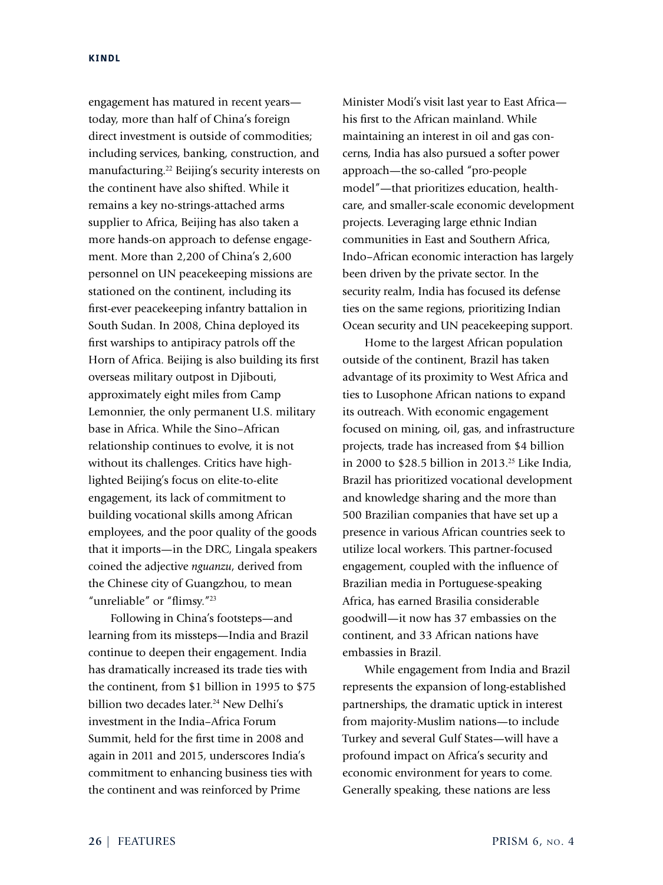engagement has matured in recent years—today, more than half of China's foreign direct investment is outside of commodities; including services, banking, construction, and manufacturing.[22] Beijing's security interests on the continent have also shifted. While it remains a key no-strings-attached arms supplier to Africa, Beijing has also taken a more hands-on approach to defense engagement. More than 2,200 of China's 2,600 personnel on UN peacekeeping missions are stationed on the continent, including its first-ever peacekeeping infantry battalion in South Sudan. In 2008, China deployed its first warships to antipiracy patrols off the Horn of Africa. Beijing is also building its first overseas military outpost in Djibouti, approximately eight miles from Camp Lemonnier, the only permanent U.S. military base in Africa. While the Sino–African relationship continues to evolve, it is not without its challenges. Critics have highlighted Beijing's focus on elite-to-elite engagement, its lack of commitment to building vocational skills among African employees, and the poor quality of the goods that it imports—in the DRC, Lingala speakers coined the adjective *nguanzu*, derived from the Chinese city of Guangzhou, to mean "unreliable" or "flimsy."[23]

Following in China's footsteps—and learning from its missteps—India and Brazil continue to deepen their engagement. India has dramatically increased its trade ties with the continent, from $1 billion in 1995 to $75 billion two decades later.[24] New Delhi's investment in the India–Africa Forum Summit, held for the first time in 2008 and again in 2011 and 2015, underscores India's commitment to enhancing business ties with the continent and was reinforced by Prime Minister Modi's visit last year to East Africa—his first to the African mainland. While maintaining an interest in oil and gas concerns, India has also pursued a softer power approach—the so-called "pro-people model"—that prioritizes education, healthcare, and smaller-scale economic development projects. Leveraging large ethnic Indian communities in East and Southern Africa, Indo–African economic interaction has largely been driven by the private sector. In the security realm, India has focused its defense ties on the same regions, prioritizing Indian Ocean security and UN peacekeeping support.

Home to the largest African population outside of the continent, Brazil has taken advantage of its proximity to West Africa and ties to Lusophone African nations to expand its outreach. With economic engagement focused on mining, oil, gas, and infrastructure projects, trade has increased from $4 billion in 2000 to $28.5 billion in 2013.[25] Like India, Brazil has prioritized vocational development and knowledge sharing and the more than 500 Brazilian companies that have set up a presence in various African countries seek to utilize local workers. This partner-focused engagement, coupled with the influence of Brazilian media in Portuguese-speaking Africa, has earned Brasilia considerable goodwill—it now has 37 embassies on the continent, and 33 African nations have embassies in Brazil.

While engagement from India and Brazil represents the expansion of long-established partnerships, the dramatic uptick in interest from majority-Muslim nations—to include Turkey and several Gulf States—will have a profound impact on Africa's security and economic environment for years to come. Generally speaking, these nations are less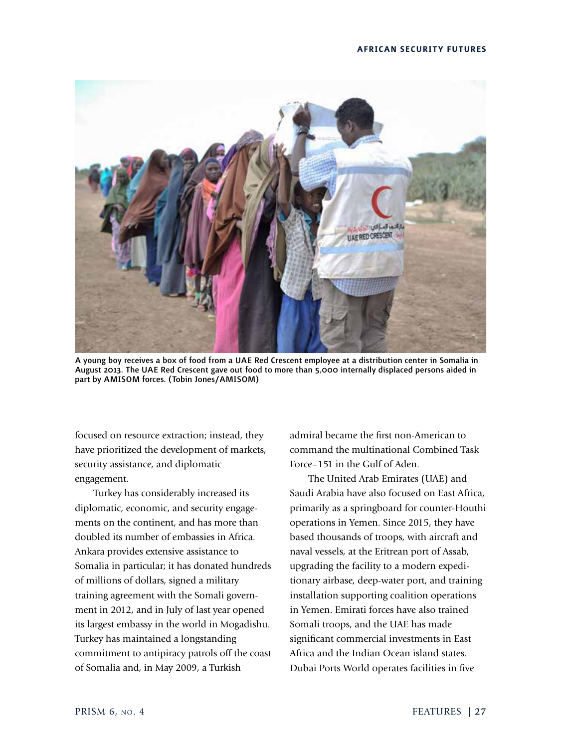A young boy receives a box of food from a UAE Red Crescent employee at a distribution center in Somalia in August 2013. The UAE Red Crescent gave out food to more than 5,000 internally displaced persons aided in part by AMISOM forces. (Tobin Jones/AMISOM)

focused on resource extraction; instead, they have prioritized the development of markets, security assistance, and diplomatic engagement.

Turkey has considerably increased its diplomatic, economic, and security engagements on the continent, and has more than doubled its number of embassies in Africa. Ankara provides extensive assistance to Somalia in particular; it has donated hundreds of millions of dollars, signed a military training agreement with the Somali government in 2012, and in July of last year opened its largest embassy in the world in Mogadishu. Turkey has maintained a longstanding commitment to antipiracy patrols off the coast of Somalia and, in May 2009, a Turkish admiral became the first non-American to command the multinational Combined Task Force–151 in the Gulf of Aden.

The United Arab Emirates (UAE) and Saudi Arabia have also focused on East Africa, primarily as a springboard for counter-Houthi operations in Yemen. Since 2015, they have based thousands of troops, with aircraft and naval vessels, at the Eritrean port of Assab, upgrading the facility to a modern expeditionary airbase, deep-water port, and training installation supporting coalition operations in Yemen. Emirati forces have also trained Somali troops, and the UAE has made significant commercial investments in East Africa and the Indian Ocean island states. Dubai Ports World operates facilities in five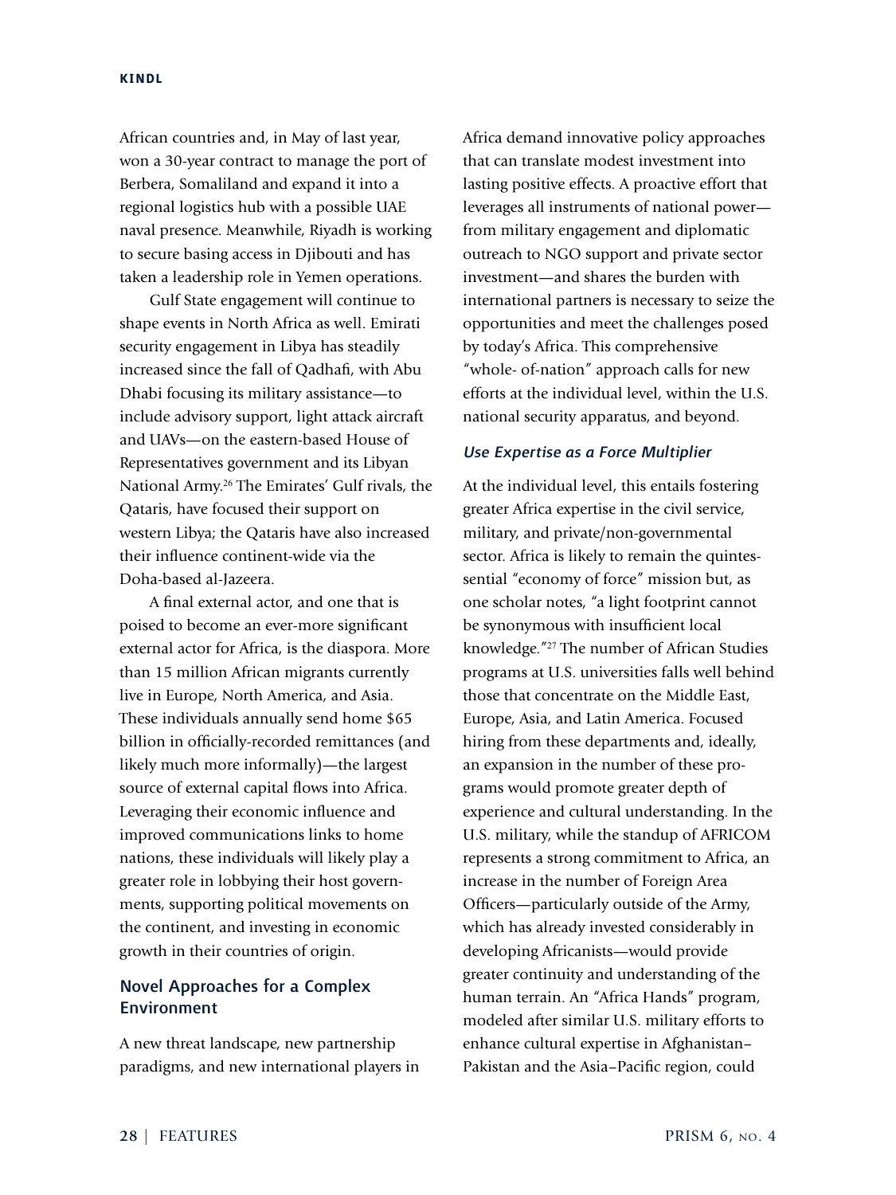African countries and, in May of last year, won a 30-year contract to manage the port of Berbera, Somaliland and expand it into a regional logistics hub with a possible UAE naval presence. Meanwhile, Riyadh is working to secure basing access in Djibouti and has taken a leadership role in Yemen operations.

Gulf State engagement will continue to shape events in North Africa as well. Emirati security engagement in Libya has steadily increased since the fall of Qadhafi, with Abu Dhabi focusing its military assistance—to include advisory support, light attack aircraft and UAVs—on the eastern-based House of Representatives government and its Libyan National Army.[26] The Emirates' Gulf rivals, the Qataris, have focused their support on western Libya; the Qataris have also increased their influence continent-wide via the Doha-based al-Jazeera.

A final external actor, and one that is poised to become an ever-more significant external actor for Africa, is the diaspora. More than 15 million African migrants currently live in Europe, North America, and Asia. These individuals annually send home $65 billion in officially-recorded remittances (and likely much more informally)—the largest source of external capital flows into Africa. Leveraging their economic influence and improved communications links to home nations, these individuals will likely play a greater role in lobbying their host governments, supporting political movements on the continent, and investing in economic growth in their countries of origin.

## Novel Approaches for a Complex Environment

A new threat landscape, new partnership paradigms, and new international players in Africa demand innovative policy approaches that can translate modest investment into lasting positive effects. A proactive effort that leverages all instruments of national power—from military engagement and diplomatic outreach to NGO support and private sector investment—and shares the burden with international partners is necessary to seize the opportunities and meet the challenges posed by today's Africa. This comprehensive "whole- of-nation" approach calls for new efforts at the individual level, within the U.S. national security apparatus, and beyond.

### *Use Expertise as a Force Multiplier*

At the individual level, this entails fostering greater Africa expertise in the civil service, military, and private/non-governmental sector. Africa is likely to remain the quintessential "economy of force" mission but, as one scholar notes, "a light footprint cannot be synonymous with insufficient local knowledge."[27] The number of African Studies programs at U.S. universities falls well behind those that concentrate on the Middle East, Europe, Asia, and Latin America. Focused hiring from these departments and, ideally, an expansion in the number of these programs would promote greater depth of experience and cultural understanding. In the U.S. military, while the standup of AFRICOM represents a strong commitment to Africa, an increase in the number of Foreign Area Officers—particularly outside of the Army, which has already invested considerably in developing Africanists—would provide greater continuity and understanding of the human terrain. An "Africa Hands" program, modeled after similar U.S. military efforts to enhance cultural expertise in Afghanistan–Pakistan and the Asia–Pacific region, could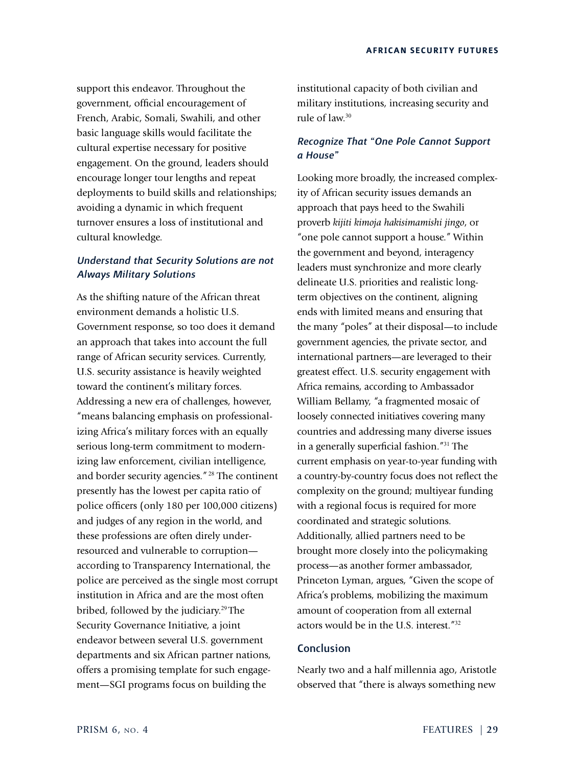support this endeavor. Throughout the government, official encouragement of French, Arabic, Somali, Swahili, and other basic language skills would facilitate the cultural expertise necessary for positive engagement. On the ground, leaders should encourage longer tour lengths and repeat deployments to build skills and relationships; avoiding a dynamic in which frequent turnover ensures a loss of institutional and cultural knowledge.

### *Understand that Security Solutions are not Always Military Solutions*

As the shifting nature of the African threat environment demands a holistic U.S. Government response, so too does it demand an approach that takes into account the full range of African security services. Currently, U.S. security assistance is heavily weighted toward the continent's military forces. Addressing a new era of challenges, however, "means balancing emphasis on professionalizing Africa's military forces with an equally serious long-term commitment to modernizing law enforcement, civilian intelligence, and border security agencies."[28] The continent presently has the lowest per capita ratio of police officers (only 180 per 100,000 citizens) and judges of any region in the world, and these professions are often direly under-resourced and vulnerable to corruption—according to Transparency International, the police are perceived as the single most corrupt institution in Africa and are the most often bribed, followed by the judiciary.[29] The Security Governance Initiative, a joint endeavor between several U.S. government departments and six African partner nations, offers a promising template for such engagement—SGI programs focus on building the institutional capacity of both civilian and military institutions, increasing security and rule of law.[30]

### *Recognize That "One Pole Cannot Support a House"*

Looking more broadly, the increased complexity of African security issues demands an approach that pays heed to the Swahili proverb *kijiti kimoja hakisimamishi jingo*, or "one pole cannot support a house." Within the government and beyond, interagency leaders must synchronize and more clearly delineate U.S. priorities and realistic long-term objectives on the continent, aligning ends with limited means and ensuring that the many "poles" at their disposal—to include government agencies, the private sector, and international partners—are leveraged to their greatest effect. U.S. security engagement with Africa remains, according to Ambassador William Bellamy, "a fragmented mosaic of loosely connected initiatives covering many countries and addressing many diverse issues in a generally superficial fashion."[31] The current emphasis on year-to-year funding with a country-by-country focus does not reflect the complexity on the ground; multiyear funding with a regional focus is required for more coordinated and strategic solutions. Additionally, allied partners need to be brought more closely into the policymaking process—as another former ambassador, Princeton Lyman, argues, "Given the scope of Africa's problems, mobilizing the maximum amount of cooperation from all external actors would be in the U.S. interest."[32]

## Conclusion

Nearly two and a half millennia ago, Aristotle observed that "there is always something new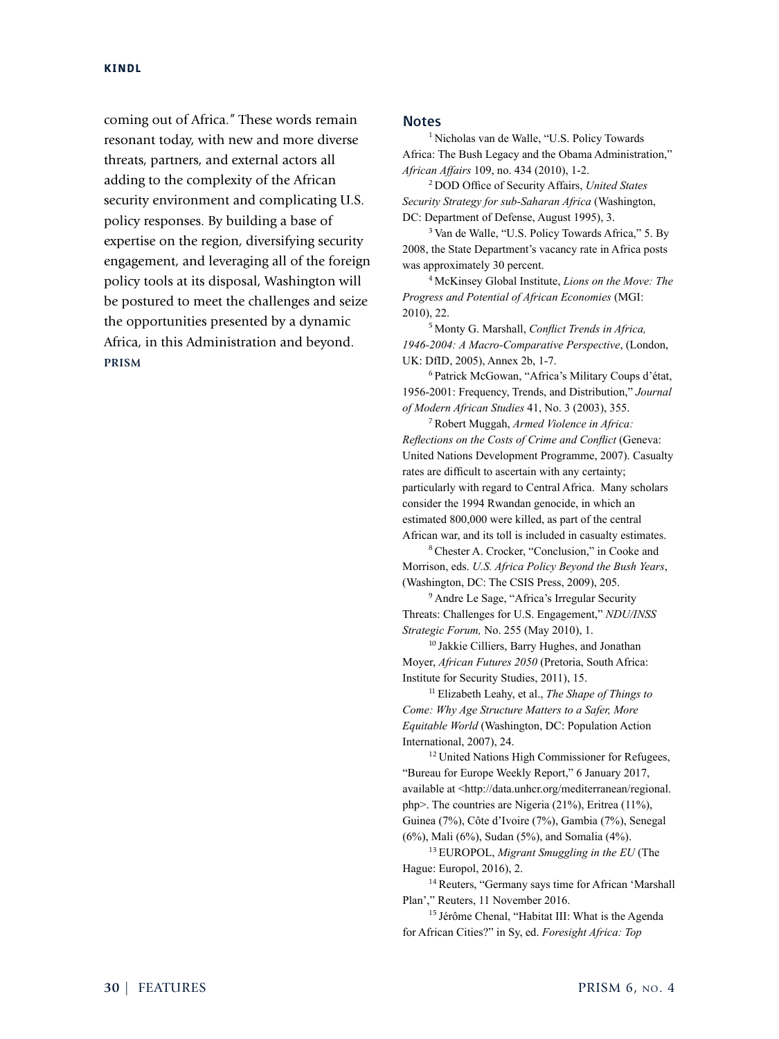coming out of Africa." These words remain resonant today, with new and more diverse threats, partners, and external actors all adding to the complexity of the African security environment and complicating U.S. policy responses. By building a base of expertise on the region, diversifying security engagement, and leveraging all of the foreign policy tools at its disposal, Washington will be postured to meet the challenges and seize the opportunities presented by a dynamic Africa, in this Administration and beyond. **PRISM**

## Notes

[1] Nicholas van de Walle, "U.S. Policy Towards Africa: The Bush Legacy and the Obama Administration," *African Affairs* 109, no. 434 (2010), 1-2.

[2] DOD Office of Security Affairs, *United States Security Strategy for sub-Saharan Africa* (Washington, DC: Department of Defense, August 1995), 3.

[3] Van de Walle, "U.S. Policy Towards Africa," 5. By 2008, the State Department's vacancy rate in Africa posts was approximately 30 percent.

[4] McKinsey Global Institute, *Lions on the Move: The Progress and Potential of African Economies* (MGI: 2010), 22.

[5] Monty G. Marshall, *Conflict Trends in Africa, 1946-2004: A Macro-Comparative Perspective*, (London, UK: DfID, 2005), Annex 2b, 1-7.

[6] Patrick McGowan, "Africa's Military Coups d'état, 1956-2001: Frequency, Trends, and Distribution," *Journal of Modern African Studies* 41, No. 3 (2003), 355.

[7] Robert Muggah, *Armed Violence in Africa: Reflections on the Costs of Crime and Conflict* (Geneva: United Nations Development Programme, 2007). Casualty rates are difficult to ascertain with any certainty; particularly with regard to Central Africa. Many scholars consider the 1994 Rwandan genocide, in which an estimated 800,000 were killed, as part of the central African war, and its toll is included in casualty estimates.

[8] Chester A. Crocker, "Conclusion," in Cooke and Morrison, eds. *U.S. Africa Policy Beyond the Bush Years*, (Washington, DC: The CSIS Press, 2009), 205.

[9] Andre Le Sage, "Africa's Irregular Security Threats: Challenges for U.S. Engagement," *NDU/INSS Strategic Forum,* No. 255 (May 2010), 1.

[10] Jakkie Cilliers, Barry Hughes, and Jonathan Moyer, *African Futures 2050* (Pretoria, South Africa: Institute for Security Studies, 2011), 15.

[11] Elizabeth Leahy, et al., *The Shape of Things to Come: Why Age Structure Matters to a Safer, More Equitable World* (Washington, DC: Population Action International, 2007), 24.

[12] United Nations High Commissioner for Refugees, "Bureau for Europe Weekly Report," 6 January 2017, available at <http://data.unhcr.org/mediterranean/regional.php>. The countries are Nigeria (21%), Eritrea (11%), Guinea (7%), Côte d'Ivoire (7%), Gambia (7%), Senegal (6%), Mali (6%), Sudan (5%), and Somalia (4%).

[13] EUROPOL, *Migrant Smuggling in the EU* (The Hague: Europol, 2016), 2.

[14] Reuters, "Germany says time for African 'Marshall Plan'," Reuters, 11 November 2016.

[15] Jérôme Chenal, "Habitat III: What is the Agenda for African Cities?" in Sy, ed. *Foresight Africa: Top*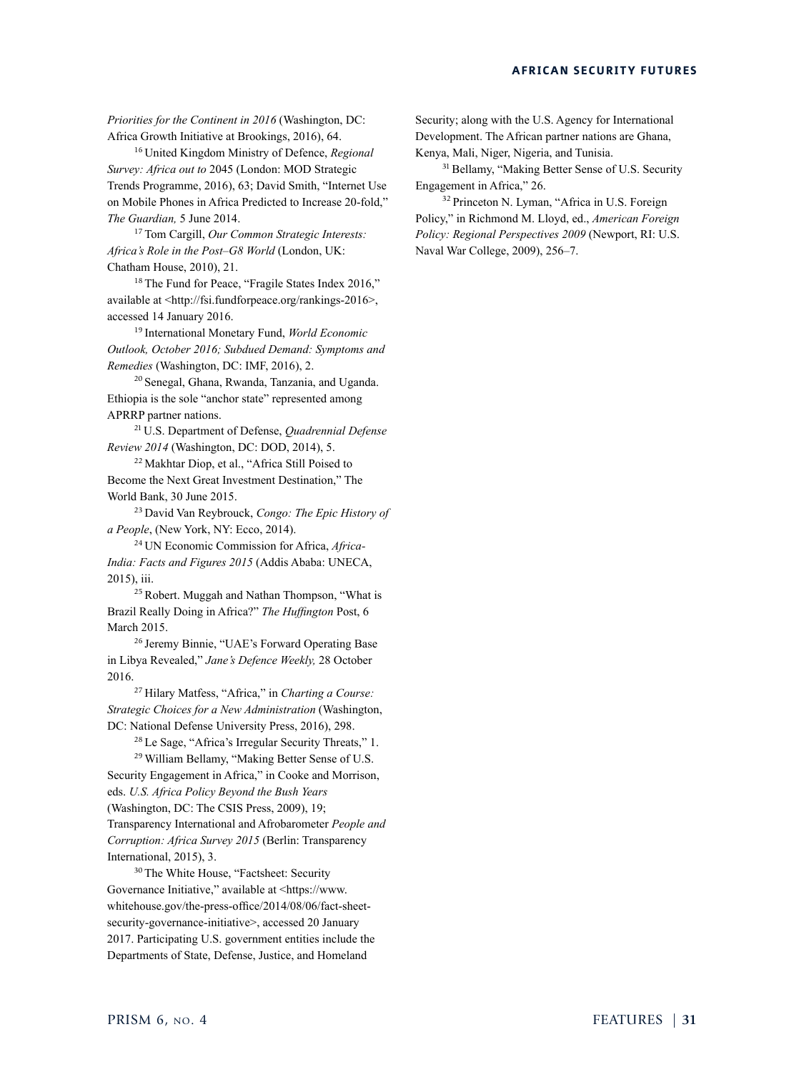*Priorities for the Continent in 2016* (Washington, DC: Africa Growth Initiative at Brookings, 2016), 64.

[16] United Kingdom Ministry of Defence, *Regional Survey: Africa out to* 2045 (London: MOD Strategic Trends Programme, 2016), 63; David Smith, "Internet Use on Mobile Phones in Africa Predicted to Increase 20-fold," *The Guardian,* 5 June 2014.

[17] Tom Cargill, *Our Common Strategic Interests: Africa's Role in the Post–G8 World* (London, UK: Chatham House, 2010), 21.

[18] The Fund for Peace, "Fragile States Index 2016," available at <http://fsi.fundforpeace.org/rankings-2016>, accessed 14 January 2016.

[19] International Monetary Fund, *World Economic Outlook, October 2016; Subdued Demand: Symptoms and Remedies* (Washington, DC: IMF, 2016), 2.

[20] Senegal, Ghana, Rwanda, Tanzania, and Uganda. Ethiopia is the sole "anchor state" represented among APRRP partner nations.

[21] U.S. Department of Defense, *Quadrennial Defense Review 2014* (Washington, DC: DOD, 2014), 5.

[22] Makhtar Diop, et al., "Africa Still Poised to Become the Next Great Investment Destination," The World Bank, 30 June 2015.

[23] David Van Reybrouck, *Congo: The Epic History of a People*, (New York, NY: Ecco, 2014).

[24] UN Economic Commission for Africa, *Africa-India: Facts and Figures 2015* (Addis Ababa: UNECA, 2015), iii.

[25] Robert. Muggah and Nathan Thompson, "What is Brazil Really Doing in Africa?" *The Huffington* Post, 6 March 2015.

[26] Jeremy Binnie, "UAE's Forward Operating Base in Libya Revealed," *Jane's Defence Weekly,* 28 October 2016.

[27] Hilary Matfess, "Africa," in *Charting a Course: Strategic Choices for a New Administration* (Washington, DC: National Defense University Press, 2016), 298.

[28] Le Sage, "Africa's Irregular Security Threats," 1.

[29] William Bellamy, "Making Better Sense of U.S. Security Engagement in Africa," in Cooke and Morrison, eds. *U.S. Africa Policy Beyond the Bush Years* (Washington, DC: The CSIS Press, 2009), 19; Transparency International and Afrobarometer *People and Corruption: Africa Survey 2015* (Berlin: Transparency International, 2015), 3.

[30] The White House, "Factsheet: Security Governance Initiative," available at <https://www.whitehouse.gov/the-press-office/2014/08/06/fact-sheet-security-governance-initiative>, accessed 20 January 2017. Participating U.S. government entities include the Departments of State, Defense, Justice, and Homeland Security; along with the U.S. Agency for International Development. The African partner nations are Ghana, Kenya, Mali, Niger, Nigeria, and Tunisia.

[31] Bellamy, "Making Better Sense of U.S. Security Engagement in Africa," 26.

[32] Princeton N. Lyman, "Africa in U.S. Foreign Policy," in Richmond M. Lloyd, ed., *American Foreign Policy: Regional Perspectives 2009* (Newport, RI: U.S. Naval War College, 2009), 256–7.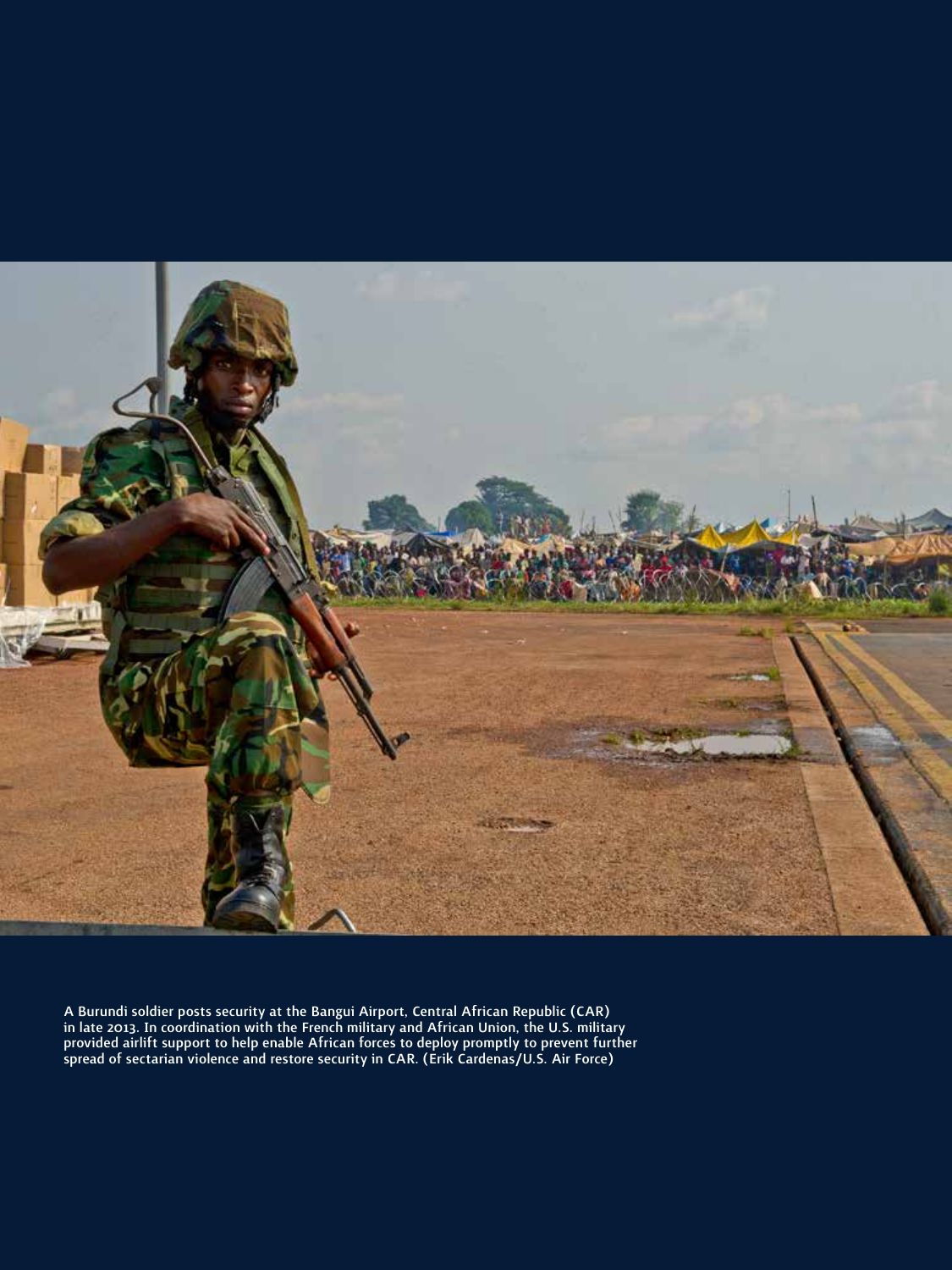A Burundi soldier posts security at the Bangui Airport, Central African Republic (CAR) in late 2013. In coordination with the French military and African Union, the U.S. military provided airlift support to help enable African forces to deploy promptly to prevent further spread of sectarian violence and restore security in CAR. (Erik Cardenas/U.S. Air Force)